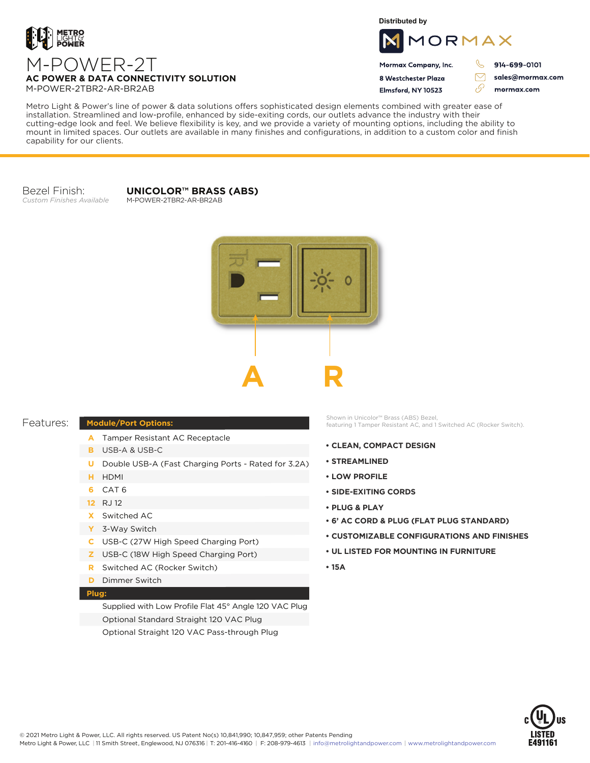METRO LIGHT & POWER

# M-POWER-2T

**AC POWER & DATA CONNECTIVITY SOLUTION**

M-POWER-2TBR2-AR-BR2AB

Distributed by

MORMAX

**Mormax Company, Inc.**
**8 Westchester Plaza**
**Elmsford, NY 10523**

**914-699-0101**
**sales@mormax.com**
**mormax.com**

Metro Light & Power's line of power & data solutions offers sophisticated design elements combined with greater ease of installation. Streamlined and low-profile, enhanced by side-exiting cords, our outlets advance the industry with their cutting-edge look and feel. We believe flexibility is key, and we provide a variety of mounting options, including the ability to mount in limited spaces. Our outlets are available in many finishes and configurations, in addition to a custom color and finish capability for our clients.

Bezel Finish:
*Custom Finishes Available*

**UNICOLOR™ BRASS (ABS)**
M-POWER-2TBR2-AR-BR2AB

**A** **R**

Features:

| **Module/Port Options:** | |
|---|---|
| **A** | Tamper Resistant AC Receptacle |
| **B** | USB-A & USB-C |
| **U** | Double USB-A (Fast Charging Ports - Rated for 3.2A) |
| **H** | HDMI |
| **6** | CAT 6 |
| **12** | RJ 12 |
| **X** | Switched AC |
| **Y** | 3-Way Switch |
| **C** | USB-C (27W High Speed Charging Port) |
| **Z** | USB-C (18W High Speed Charging Port) |
| **R** | Switched AC (Rocker Switch) |
| **D** | Dimmer Switch |
| **Plug:** | |
| | Supplied with Low Profile Flat 45° Angle 120 VAC Plug |
| | Optional Standard Straight 120 VAC Plug |
| | Optional Straight 120 VAC Pass-through Plug |

Shown in Unicolor™ Brass (ABS) Bezel, featuring 1 Tamper Resistant AC, and 1 Switched AC (Rocker Switch).

- **CLEAN, COMPACT DESIGN**
- **STREAMLINED**
- **LOW PROFILE**
- **SIDE-EXITING CORDS**
- **PLUG & PLAY**
- **6' AC CORD & PLUG (FLAT PLUG STANDARD)**
- **CUSTOMIZABLE CONFIGURATIONS AND FINISHES**
- **UL LISTED FOR MOUNTING IN FURNITURE**
- **15A**

© 2021 Metro Light & Power, LLC. All rights reserved. US Patent No(s) 10,841,990; 10,847,959; other Patents Pending
Metro Light & Power, LLC | 11 Smith Street, Englewood, NJ 076316 | T: 201-416-4160 | F: 208-979-4613 | info@metrolightandpower.com | www.metrolightandpower.com

c UL us LISTED E491161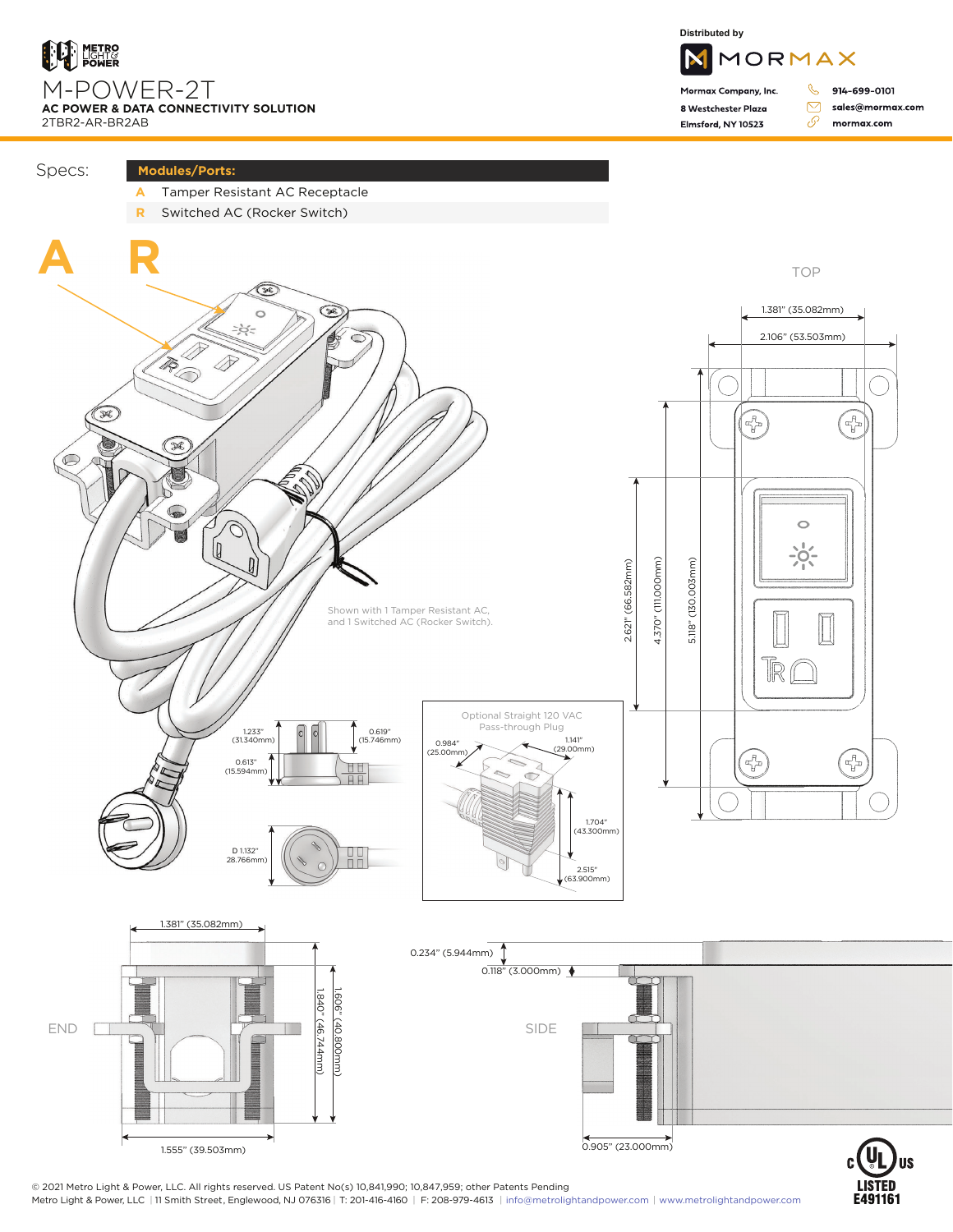METRO LIGHT & POWER

# M-POWER-2T

**AC POWER & DATA CONNECTIVITY SOLUTION**

2TBR2-AR-BR2AB

Distributed by

MORMAX

Mormax Company, Inc.
8 Westchester Plaza
Elmsford, NY 10523

914-699-0101
sales@mormax.com
mormax.com

Specs:

| **Modules/Ports:** | |
|---|---|
| A | Tamper Resistant AC Receptacle |
| R | Switched AC (Rocker Switch) |

A R

Shown with 1 Tamper Resistant AC, and 1 Switched AC (Rocker Switch).

TOP

1.381" (35.082mm)
2.106" (53.503mm)
2.621" (66.582mm)
4.370" (111.000mm)
5.118" (130.003mm)

1.233" (31.340mm)
0.619" (15.746mm)
0.613" (15.594mm)
D 1.132" 28.766mm)

Optional Straight 120 VAC Pass-through Plug

0.984" (25.00mm)
1.141" (29.00mm)
1.704" (43.300mm)
2.515" (63.900mm)

END

1.381" (35.082mm)
1.840" (46.744mm)
1.606" (40.800mm)
1.555" (39.503mm)

SIDE

0.234" (5.944mm)
0.118" (3.000mm)
0.905" (23.000mm)

c UL US LISTED E491161

© 2021 Metro Light & Power, LLC. All rights reserved. US Patent No(s) 10,841,990; 10,847,959; other Patents Pending

Metro Light & Power, LLC | 11 Smith Street, Englewood, NJ 076316 | T: 201-416-4160 | F: 208-979-4613 | info@metrolightandpower.com | www.metrolightandpower.com